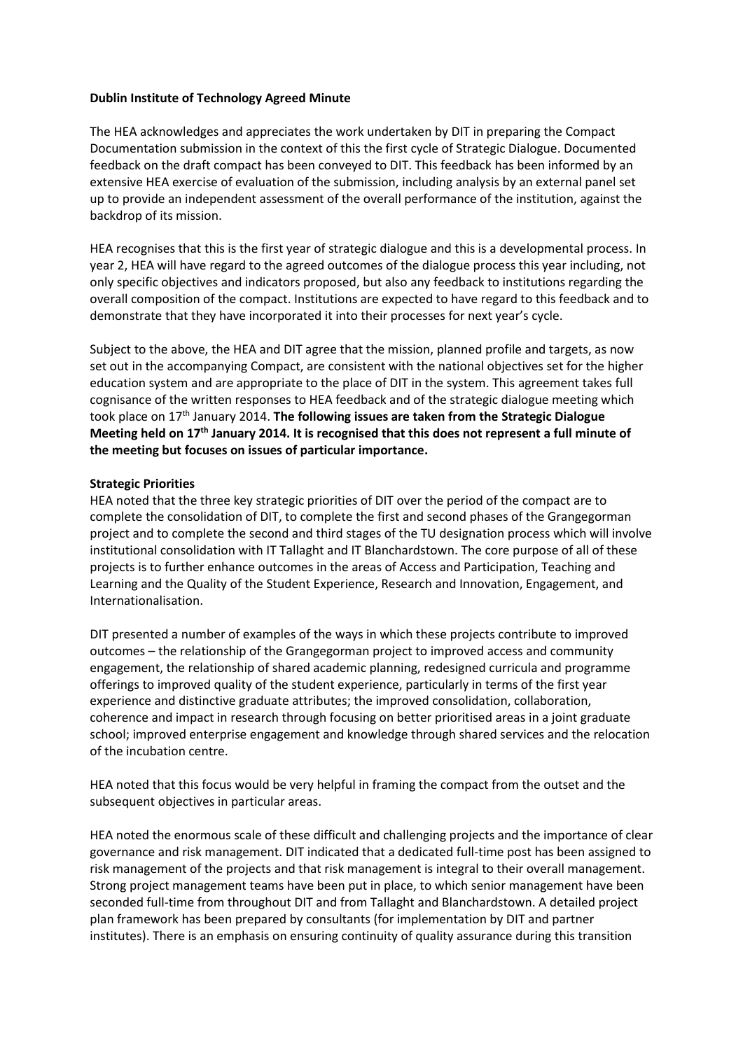**Dublin Institute of Technology Agreed Minute**

The HEA acknowledges and appreciates the work undertaken by DIT in preparing the Compact Documentation submission in the context of this the first cycle of Strategic Dialogue. Documented feedback on the draft compact has been conveyed to DIT. This feedback has been informed by an extensive HEA exercise of evaluation of the submission, including analysis by an external panel set up to provide an independent assessment of the overall performance of the institution, against the backdrop of its mission.

HEA recognises that this is the first year of strategic dialogue and this is a developmental process. In year 2, HEA will have regard to the agreed outcomes of the dialogue process this year including, not only specific objectives and indicators proposed, but also any feedback to institutions regarding the overall composition of the compact. Institutions are expected to have regard to this feedback and to demonstrate that they have incorporated it into their processes for next year's cycle.

Subject to the above, the HEA and DIT agree that the mission, planned profile and targets, as now set out in the accompanying Compact, are consistent with the national objectives set for the higher education system and are appropriate to the place of DIT in the system. This agreement takes full cognisance of the written responses to HEA feedback and of the strategic dialogue meeting which took place on 17th January 2014. **The following issues are taken from the Strategic Dialogue Meeting held on 17th January 2014. It is recognised that this does not represent a full minute of the meeting but focuses on issues of particular importance.**

**Strategic Priorities**

HEA noted that the three key strategic priorities of DIT over the period of the compact are to complete the consolidation of DIT, to complete the first and second phases of the Grangegorman project and to complete the second and third stages of the TU designation process which will involve institutional consolidation with IT Tallaght and IT Blanchardstown. The core purpose of all of these projects is to further enhance outcomes in the areas of Access and Participation, Teaching and Learning and the Quality of the Student Experience, Research and Innovation, Engagement, and Internationalisation.

DIT presented a number of examples of the ways in which these projects contribute to improved outcomes – the relationship of the Grangegorman project to improved access and community engagement, the relationship of shared academic planning, redesigned curricula and programme offerings to improved quality of the student experience, particularly in terms of the first year experience and distinctive graduate attributes; the improved consolidation, collaboration, coherence and impact in research through focusing on better prioritised areas in a joint graduate school; improved enterprise engagement and knowledge through shared services and the relocation of the incubation centre.

HEA noted that this focus would be very helpful in framing the compact from the outset and the subsequent objectives in particular areas.

HEA noted the enormous scale of these difficult and challenging projects and the importance of clear governance and risk management. DIT indicated that a dedicated full-time post has been assigned to risk management of the projects and that risk management is integral to their overall management. Strong project management teams have been put in place, to which senior management have been seconded full-time from throughout DIT and from Tallaght and Blanchardstown. A detailed project plan framework has been prepared by consultants (for implementation by DIT and partner institutes). There is an emphasis on ensuring continuity of quality assurance during this transition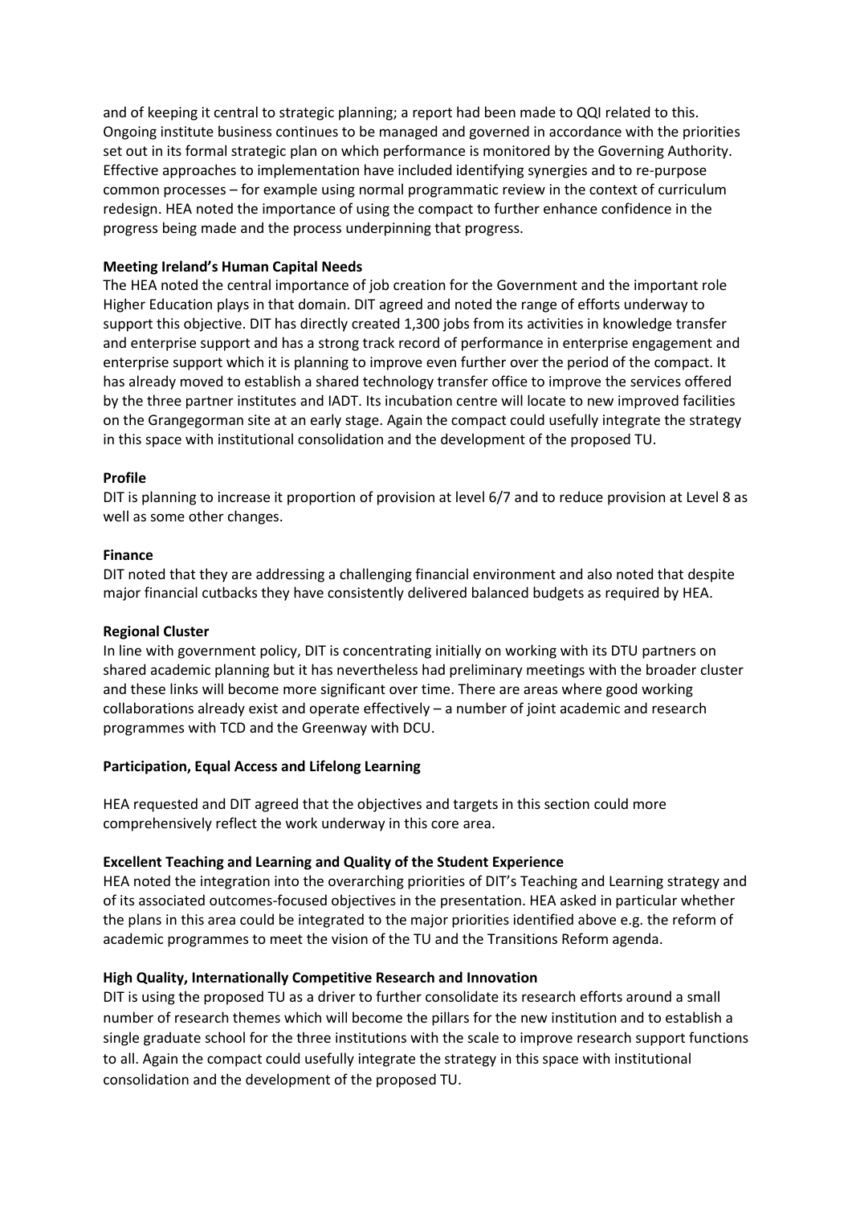and of keeping it central to strategic planning; a report had been made to QQI related to this. Ongoing institute business continues to be managed and governed in accordance with the priorities set out in its formal strategic plan on which performance is monitored by the Governing Authority. Effective approaches to implementation have included identifying synergies and to re-purpose common processes – for example using normal programmatic review in the context of curriculum redesign. HEA noted the importance of using the compact to further enhance confidence in the progress being made and the process underpinning that progress.

**Meeting Ireland's Human Capital Needs**

The HEA noted the central importance of job creation for the Government and the important role Higher Education plays in that domain. DIT agreed and noted the range of efforts underway to support this objective. DIT has directly created 1,300 jobs from its activities in knowledge transfer and enterprise support and has a strong track record of performance in enterprise engagement and enterprise support which it is planning to improve even further over the period of the compact. It has already moved to establish a shared technology transfer office to improve the services offered by the three partner institutes and IADT. Its incubation centre will locate to new improved facilities on the Grangegorman site at an early stage. Again the compact could usefully integrate the strategy in this space with institutional consolidation and the development of the proposed TU.

**Profile**

DIT is planning to increase it proportion of provision at level 6/7 and to reduce provision at Level 8 as well as some other changes.

**Finance**

DIT noted that they are addressing a challenging financial environment and also noted that despite major financial cutbacks they have consistently delivered balanced budgets as required by HEA.

**Regional Cluster**

In line with government policy, DIT is concentrating initially on working with its DTU partners on shared academic planning but it has nevertheless had preliminary meetings with the broader cluster and these links will become more significant over time. There are areas where good working collaborations already exist and operate effectively – a number of joint academic and research programmes with TCD and the Greenway with DCU.

**Participation, Equal Access and Lifelong Learning**

HEA requested and DIT agreed that the objectives and targets in this section could more comprehensively reflect the work underway in this core area.

**Excellent Teaching and Learning and Quality of the Student Experience**

HEA noted the integration into the overarching priorities of DIT's Teaching and Learning strategy and of its associated outcomes-focused objectives in the presentation. HEA asked in particular whether the plans in this area could be integrated to the major priorities identified above e.g. the reform of academic programmes to meet the vision of the TU and the Transitions Reform agenda.

**High Quality, Internationally Competitive Research and Innovation**

DIT is using the proposed TU as a driver to further consolidate its research efforts around a small number of research themes which will become the pillars for the new institution and to establish a single graduate school for the three institutions with the scale to improve research support functions to all. Again the compact could usefully integrate the strategy in this space with institutional consolidation and the development of the proposed TU.